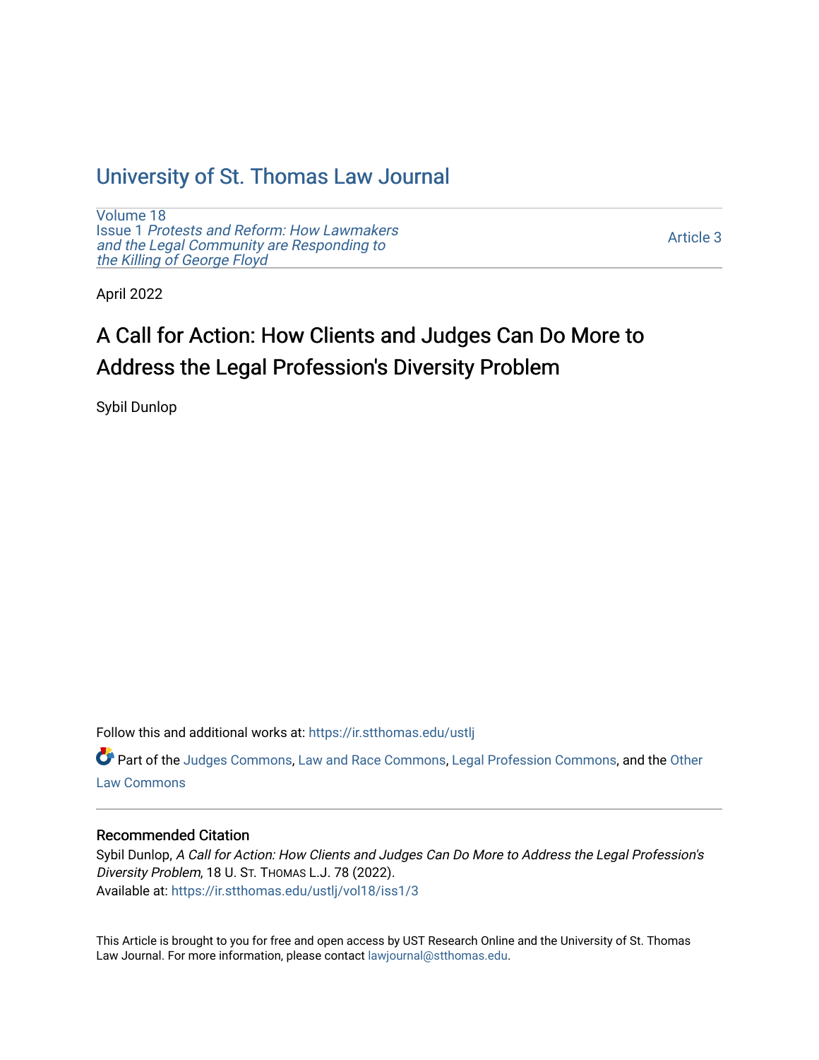# University of St. Thomas Law Journal

Volume 18
Issue 1 *Protests and Reform: How Lawmakers and the Legal Community are Responding to the Killing of George Floyd*

Article 3

April 2022

## A Call for Action: How Clients and Judges Can Do More to Address the Legal Profession's Diversity Problem

Sybil Dunlop

Follow this and additional works at: https://ir.stthomas.edu/ustlj

Part of the Judges Commons, Law and Race Commons, Legal Profession Commons, and the Other Law Commons

### Recommended Citation

Sybil Dunlop, *A Call for Action: How Clients and Judges Can Do More to Address the Legal Profession's Diversity Problem*, 18 U. ST. THOMAS L.J. 78 (2022).
Available at: https://ir.stthomas.edu/ustlj/vol18/iss1/3

This Article is brought to you for free and open access by UST Research Online and the University of St. Thomas Law Journal. For more information, please contact lawjournal@stthomas.edu.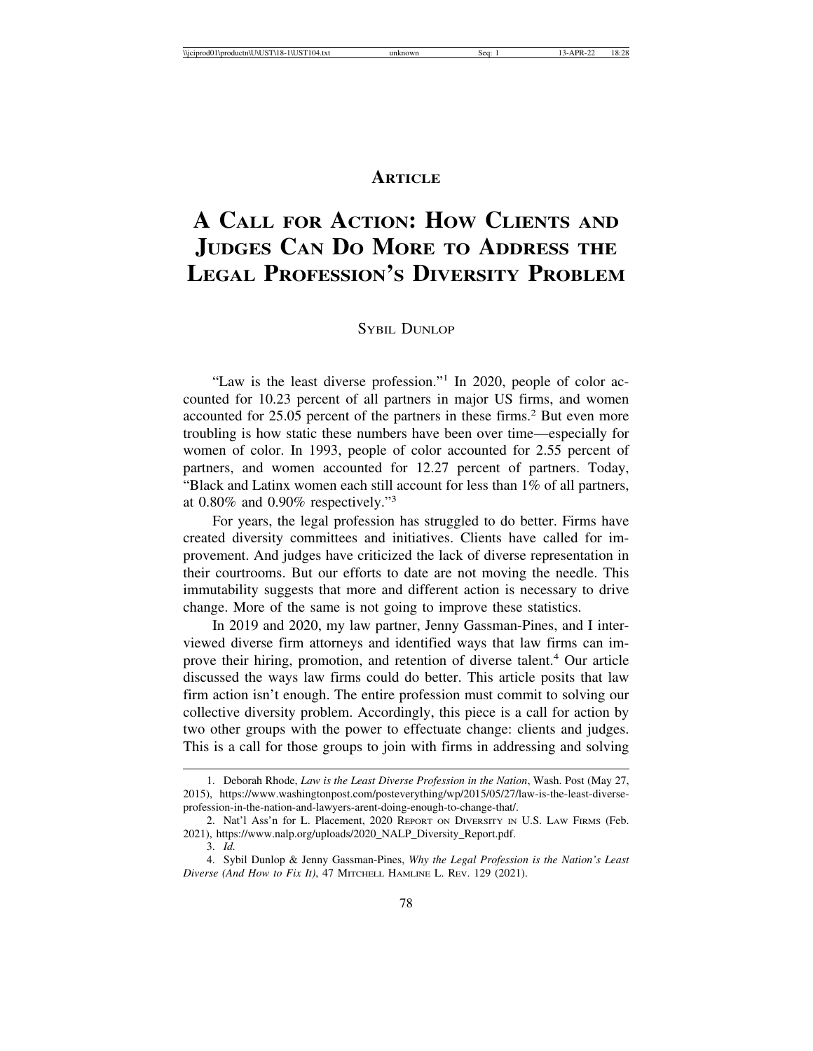# ARTICLE

# A CALL FOR ACTION: HOW CLIENTS AND JUDGES CAN DO MORE TO ADDRESS THE LEGAL PROFESSION'S DIVERSITY PROBLEM

SYBIL DUNLOP

"Law is the least diverse profession."[1] In 2020, people of color accounted for 10.23 percent of all partners in major US firms, and women accounted for 25.05 percent of the partners in these firms.[2] But even more troubling is how static these numbers have been over time—especially for women of color. In 1993, people of color accounted for 2.55 percent of partners, and women accounted for 12.27 percent of partners. Today, "Black and Latinx women each still account for less than 1% of all partners, at 0.80% and 0.90% respectively."[3]

For years, the legal profession has struggled to do better. Firms have created diversity committees and initiatives. Clients have called for improvement. And judges have criticized the lack of diverse representation in their courtrooms. But our efforts to date are not moving the needle. This immutability suggests that more and different action is necessary to drive change. More of the same is not going to improve these statistics.

In 2019 and 2020, my law partner, Jenny Gassman-Pines, and I interviewed diverse firm attorneys and identified ways that law firms can improve their hiring, promotion, and retention of diverse talent.[4] Our article discussed the ways law firms could do better. This article posits that law firm action isn't enough. The entire profession must commit to solving our collective diversity problem. Accordingly, this piece is a call for action by two other groups with the power to effectuate change: clients and judges. This is a call for those groups to join with firms in addressing and solving

---

1. Deborah Rhode, *Law is the Least Diverse Profession in the Nation*, Wash. Post (May 27, 2015), https://www.washingtonpost.com/posteverything/wp/2015/05/27/law-is-the-least-diverse-profession-in-the-nation-and-lawyers-arent-doing-enough-to-change-that/.

2. Nat'l Ass'n for L. Placement, 2020 REPORT ON DIVERSITY IN U.S. LAW FIRMS (Feb. 2021), https://www.nalp.org/uploads/2020_NALP_Diversity_Report.pdf.

3. *Id.*

4. Sybil Dunlop & Jenny Gassman-Pines, *Why the Legal Profession is the Nation's Least Diverse (And How to Fix It)*, 47 MITCHELL HAMLINE L. REV. 129 (2021).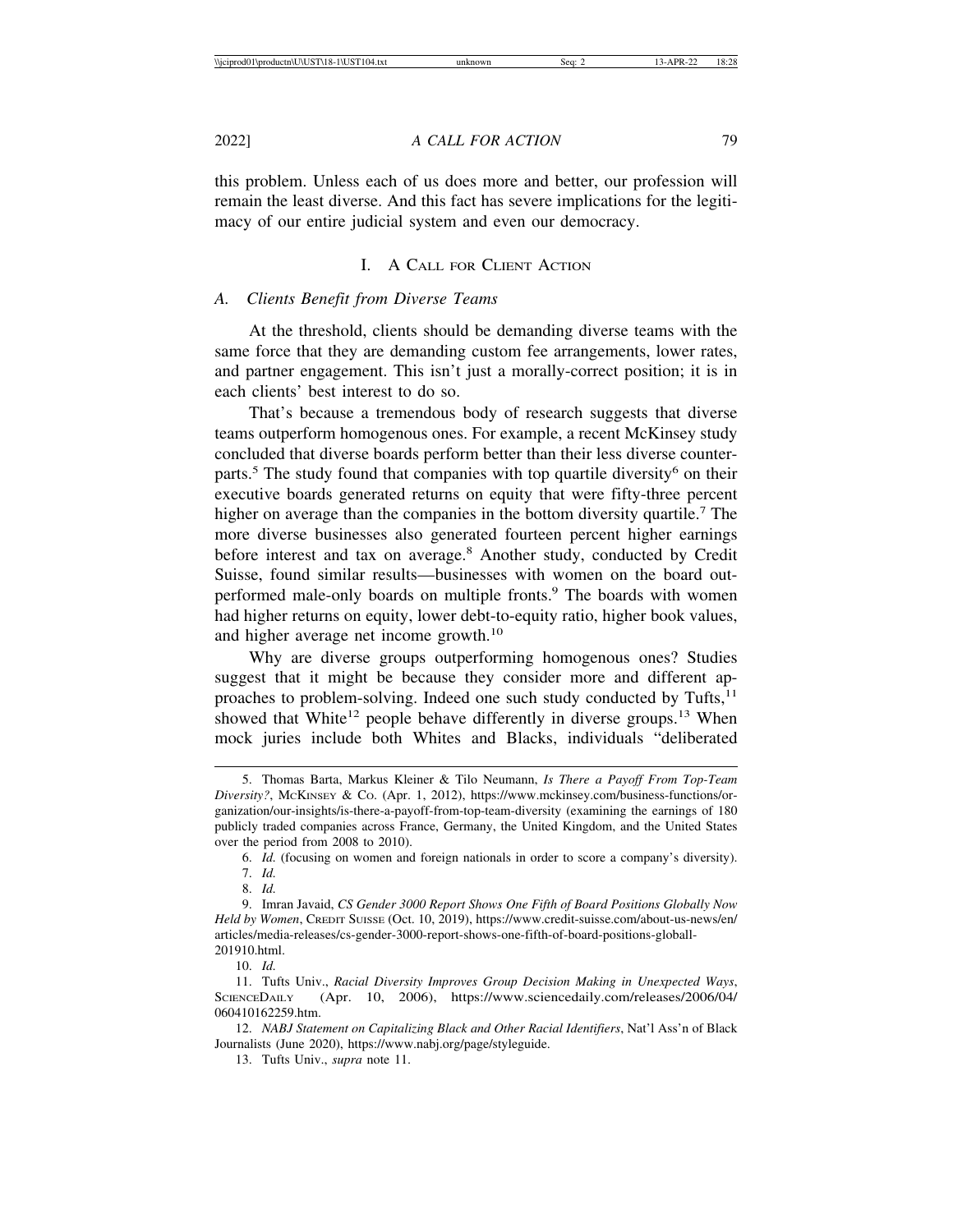this problem. Unless each of us does more and better, our profession will remain the least diverse. And this fact has severe implications for the legitimacy of our entire judicial system and even our democracy.

## I. A Call for Client Action

### A. *Clients Benefit from Diverse Teams*

At the threshold, clients should be demanding diverse teams with the same force that they are demanding custom fee arrangements, lower rates, and partner engagement. This isn't just a morally-correct position; it is in each clients' best interest to do so.

That's because a tremendous body of research suggests that diverse teams outperform homogenous ones. For example, a recent McKinsey study concluded that diverse boards perform better than their less diverse counterparts.[5] The study found that companies with top quartile diversity[6] on their executive boards generated returns on equity that were fifty-three percent higher on average than the companies in the bottom diversity quartile.[7] The more diverse businesses also generated fourteen percent higher earnings before interest and tax on average.[8] Another study, conducted by Credit Suisse, found similar results—businesses with women on the board outperformed male-only boards on multiple fronts.[9] The boards with women had higher returns on equity, lower debt-to-equity ratio, higher book values, and higher average net income growth.[10]

Why are diverse groups outperforming homogenous ones? Studies suggest that it might be because they consider more and different approaches to problem-solving. Indeed one such study conducted by Tufts,[11] showed that White[12] people behave differently in diverse groups.[13] When mock juries include both Whites and Blacks, individuals "deliberated

---

5. Thomas Barta, Markus Kleiner & Tilo Neumann, *Is There a Payoff From Top-Team Diversity?*, McKinsey & Co. (Apr. 1, 2012), https://www.mckinsey.com/business-functions/organization/our-insights/is-there-a-payoff-from-top-team-diversity (examining the earnings of 180 publicly traded companies across France, Germany, the United Kingdom, and the United States over the period from 2008 to 2010).

6. *Id.* (focusing on women and foreign nationals in order to score a company's diversity).

7. *Id.*

8. *Id.*

9. Imran Javaid, *CS Gender 3000 Report Shows One Fifth of Board Positions Globally Now Held by Women*, Credit Suisse (Oct. 10, 2019), https://www.credit-suisse.com/about-us-news/en/articles/media-releases/cs-gender-3000-report-shows-one-fifth-of-board-positions-globall-201910.html.

10. *Id.*

11. Tufts Univ., *Racial Diversity Improves Group Decision Making in Unexpected Ways*, ScienceDaily (Apr. 10, 2006), https://www.sciencedaily.com/releases/2006/04/060410162259.htm.

12. *NABJ Statement on Capitalizing Black and Other Racial Identifiers*, Nat'l Ass'n of Black Journalists (June 2020), https://www.nabj.org/page/styleguide.

13. Tufts Univ., *supra* note 11.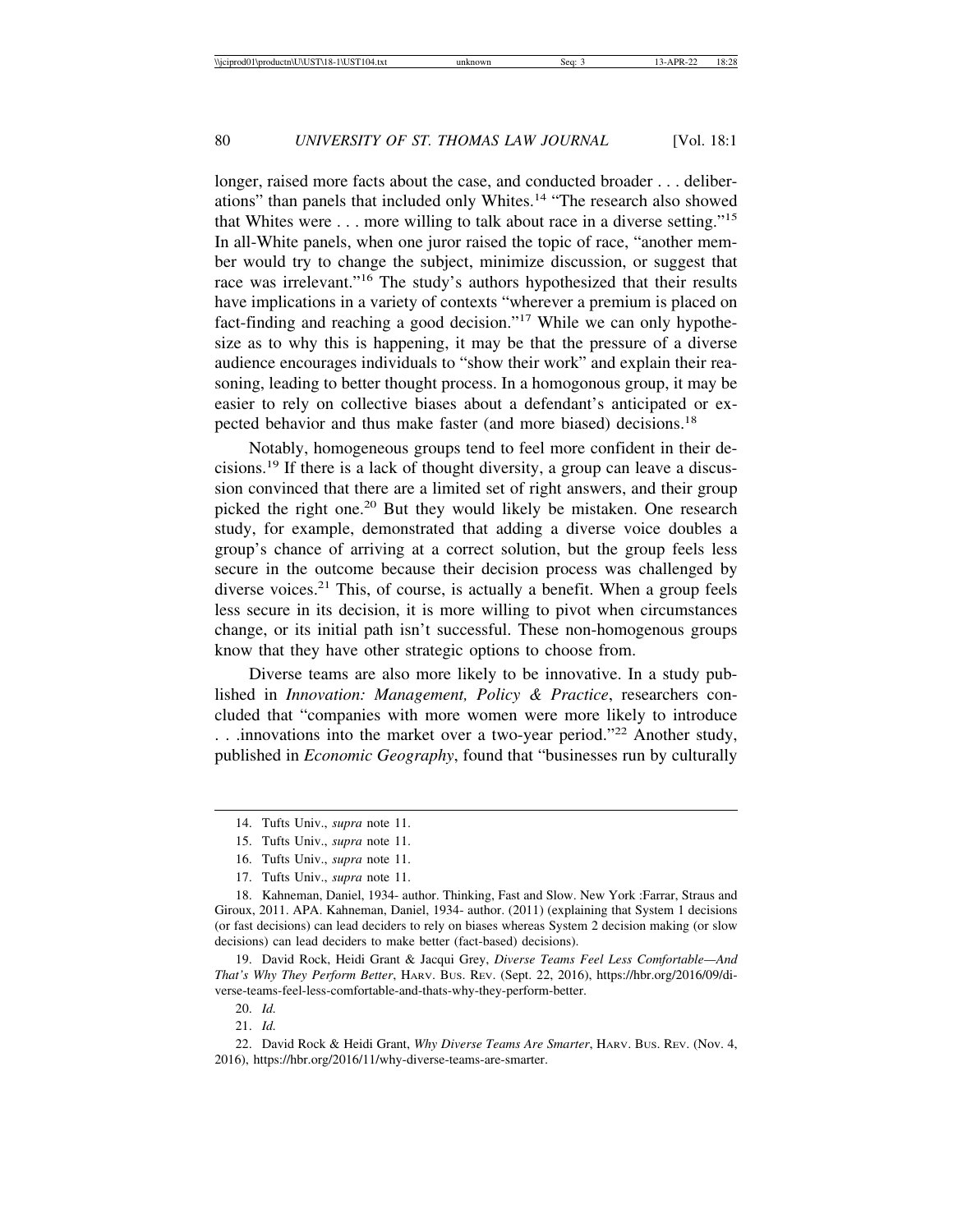longer, raised more facts about the case, and conducted broader . . . deliberations" than panels that included only Whites.[14] "The research also showed that Whites were . . . more willing to talk about race in a diverse setting."[15] In all-White panels, when one juror raised the topic of race, "another member would try to change the subject, minimize discussion, or suggest that race was irrelevant."[16] The study's authors hypothesized that their results have implications in a variety of contexts "wherever a premium is placed on fact-finding and reaching a good decision."[17] While we can only hypothesize as to why this is happening, it may be that the pressure of a diverse audience encourages individuals to "show their work" and explain their reasoning, leading to better thought process. In a homogonous group, it may be easier to rely on collective biases about a defendant's anticipated or expected behavior and thus make faster (and more biased) decisions.[18]

Notably, homogeneous groups tend to feel more confident in their decisions.[19] If there is a lack of thought diversity, a group can leave a discussion convinced that there are a limited set of right answers, and their group picked the right one.[20] But they would likely be mistaken. One research study, for example, demonstrated that adding a diverse voice doubles a group's chance of arriving at a correct solution, but the group feels less secure in the outcome because their decision process was challenged by diverse voices.[21] This, of course, is actually a benefit. When a group feels less secure in its decision, it is more willing to pivot when circumstances change, or its initial path isn't successful. These non-homogenous groups know that they have other strategic options to choose from.

Diverse teams are also more likely to be innovative. In a study published in *Innovation: Management, Policy & Practice*, researchers concluded that "companies with more women were more likely to introduce . . .innovations into the market over a two-year period."[22] Another study, published in *Economic Geography*, found that "businesses run by culturally

---

14. Tufts Univ., *supra* note 11.

15. Tufts Univ., *supra* note 11.

16. Tufts Univ., *supra* note 11.

17. Tufts Univ., *supra* note 11.

18. Kahneman, Daniel, 1934- author. Thinking, Fast and Slow. New York :Farrar, Straus and Giroux, 2011. APA. Kahneman, Daniel, 1934- author. (2011) (explaining that System 1 decisions (or fast decisions) can lead deciders to rely on biases whereas System 2 decision making (or slow decisions) can lead deciders to make better (fact-based) decisions).

19. David Rock, Heidi Grant & Jacqui Grey, *Diverse Teams Feel Less Comfortable—And That's Why They Perform Better*, HARV. BUS. REV. (Sept. 22, 2016), https://hbr.org/2016/09/diverse-teams-feel-less-comfortable-and-thats-why-they-perform-better.

20. *Id.*

21. *Id.*

22. David Rock & Heidi Grant, *Why Diverse Teams Are Smarter*, HARV. BUS. REV. (Nov. 4, 2016), https://hbr.org/2016/11/why-diverse-teams-are-smarter.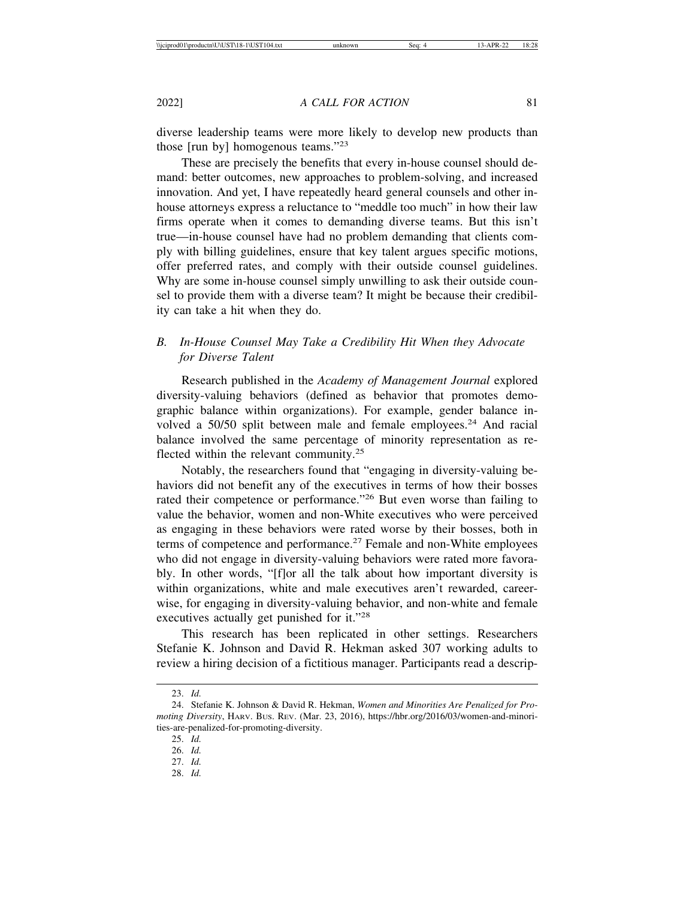diverse leadership teams were more likely to develop new products than those [run by] homogenous teams."[23]

These are precisely the benefits that every in-house counsel should demand: better outcomes, new approaches to problem-solving, and increased innovation. And yet, I have repeatedly heard general counsels and other in-house attorneys express a reluctance to "meddle too much" in how their law firms operate when it comes to demanding diverse teams. But this isn't true—in-house counsel have had no problem demanding that clients comply with billing guidelines, ensure that key talent argues specific motions, offer preferred rates, and comply with their outside counsel guidelines. Why are some in-house counsel simply unwilling to ask their outside counsel to provide them with a diverse team? It might be because their credibility can take a hit when they do.

### *B. In-House Counsel May Take a Credibility Hit When they Advocate for Diverse Talent*

Research published in the *Academy of Management Journal* explored diversity-valuing behaviors (defined as behavior that promotes demographic balance within organizations). For example, gender balance involved a 50/50 split between male and female employees.[24] And racial balance involved the same percentage of minority representation as reflected within the relevant community.[25]

Notably, the researchers found that "engaging in diversity-valuing behaviors did not benefit any of the executives in terms of how their bosses rated their competence or performance."[26] But even worse than failing to value the behavior, women and non-White executives who were perceived as engaging in these behaviors were rated worse by their bosses, both in terms of competence and performance.[27] Female and non-White employees who did not engage in diversity-valuing behaviors were rated more favorably. In other words, "[f]or all the talk about how important diversity is within organizations, white and male executives aren't rewarded, career-wise, for engaging in diversity-valuing behavior, and non-white and female executives actually get punished for it."[28]

This research has been replicated in other settings. Researchers Stefanie K. Johnson and David R. Hekman asked 307 working adults to review a hiring decision of a fictitious manager. Participants read a descrip-

---

23. *Id.*

24. Stefanie K. Johnson & David R. Hekman, *Women and Minorities Are Penalized for Promoting Diversity*, HARV. BUS. REV. (Mar. 23, 2016), https://hbr.org/2016/03/women-and-minorities-are-penalized-for-promoting-diversity.

25. *Id.*

26. *Id.*

27. *Id.*

28. *Id.*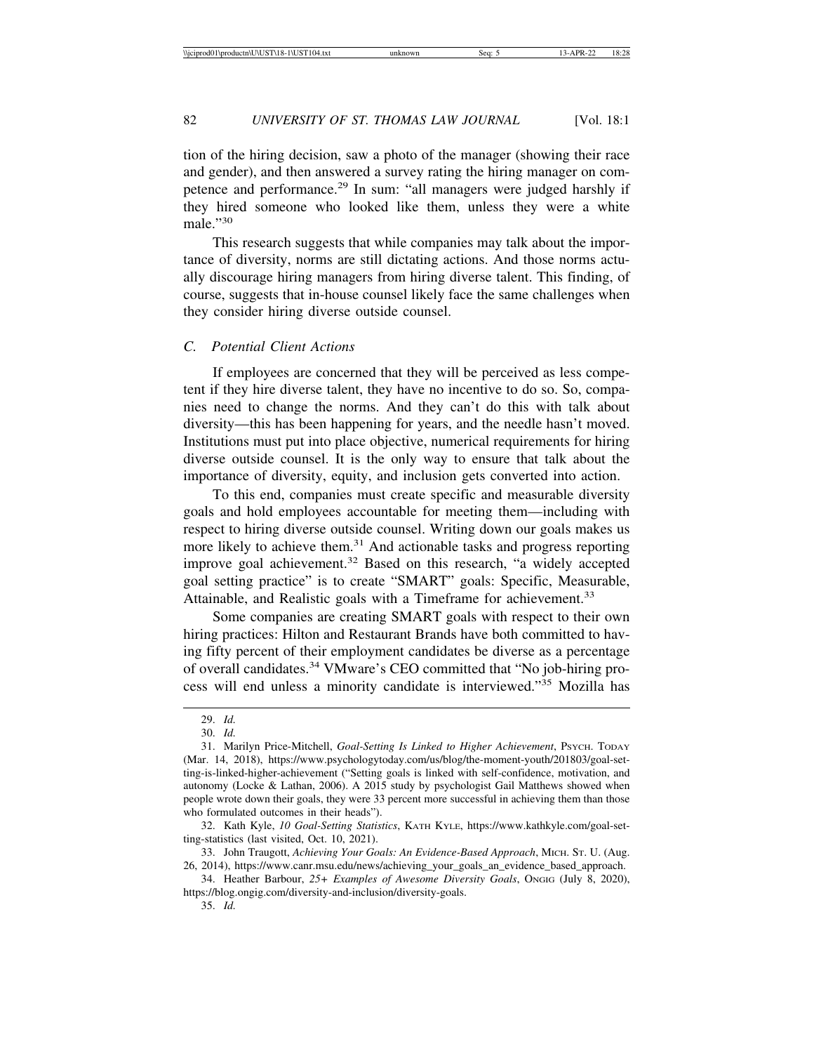tion of the hiring decision, saw a photo of the manager (showing their race and gender), and then answered a survey rating the hiring manager on competence and performance.[29] In sum: "all managers were judged harshly if they hired someone who looked like them, unless they were a white male."[30]

This research suggests that while companies may talk about the importance of diversity, norms are still dictating actions. And those norms actually discourage hiring managers from hiring diverse talent. This finding, of course, suggests that in-house counsel likely face the same challenges when they consider hiring diverse outside counsel.

### C. *Potential Client Actions*

If employees are concerned that they will be perceived as less competent if they hire diverse talent, they have no incentive to do so. So, companies need to change the norms. And they can't do this with talk about diversity—this has been happening for years, and the needle hasn't moved. Institutions must put into place objective, numerical requirements for hiring diverse outside counsel. It is the only way to ensure that talk about the importance of diversity, equity, and inclusion gets converted into action.

To this end, companies must create specific and measurable diversity goals and hold employees accountable for meeting them—including with respect to hiring diverse outside counsel. Writing down our goals makes us more likely to achieve them.[31] And actionable tasks and progress reporting improve goal achievement.[32] Based on this research, "a widely accepted goal setting practice" is to create "SMART" goals: Specific, Measurable, Attainable, and Realistic goals with a Timeframe for achievement.[33]

Some companies are creating SMART goals with respect to their own hiring practices: Hilton and Restaurant Brands have both committed to having fifty percent of their employment candidates be diverse as a percentage of overall candidates.[34] VMware's CEO committed that "No job-hiring process will end unless a minority candidate is interviewed."[35] Mozilla has

---

29. *Id.*

30. *Id.*

31. Marilyn Price-Mitchell, *Goal-Setting Is Linked to Higher Achievement*, PSYCH. TODAY (Mar. 14, 2018), https://www.psychologytoday.com/us/blog/the-moment-youth/201803/goal-setting-is-linked-higher-achievement ("Setting goals is linked with self-confidence, motivation, and autonomy (Locke & Lathan, 2006). A 2015 study by psychologist Gail Matthews showed when people wrote down their goals, they were 33 percent more successful in achieving them than those who formulated outcomes in their heads").

32. Kath Kyle, *10 Goal-Setting Statistics*, KATH KYLE, https://www.kathkyle.com/goal-setting-statistics (last visited, Oct. 10, 2021).

33. John Traugott, *Achieving Your Goals: An Evidence-Based Approach*, MICH. ST. U. (Aug. 26, 2014), https://www.canr.msu.edu/news/achieving_your_goals_an_evidence_based_approach.

34. Heather Barbour, *25+ Examples of Awesome Diversity Goals*, ONGIG (July 8, 2020), https://blog.ongig.com/diversity-and-inclusion/diversity-goals.

35. *Id.*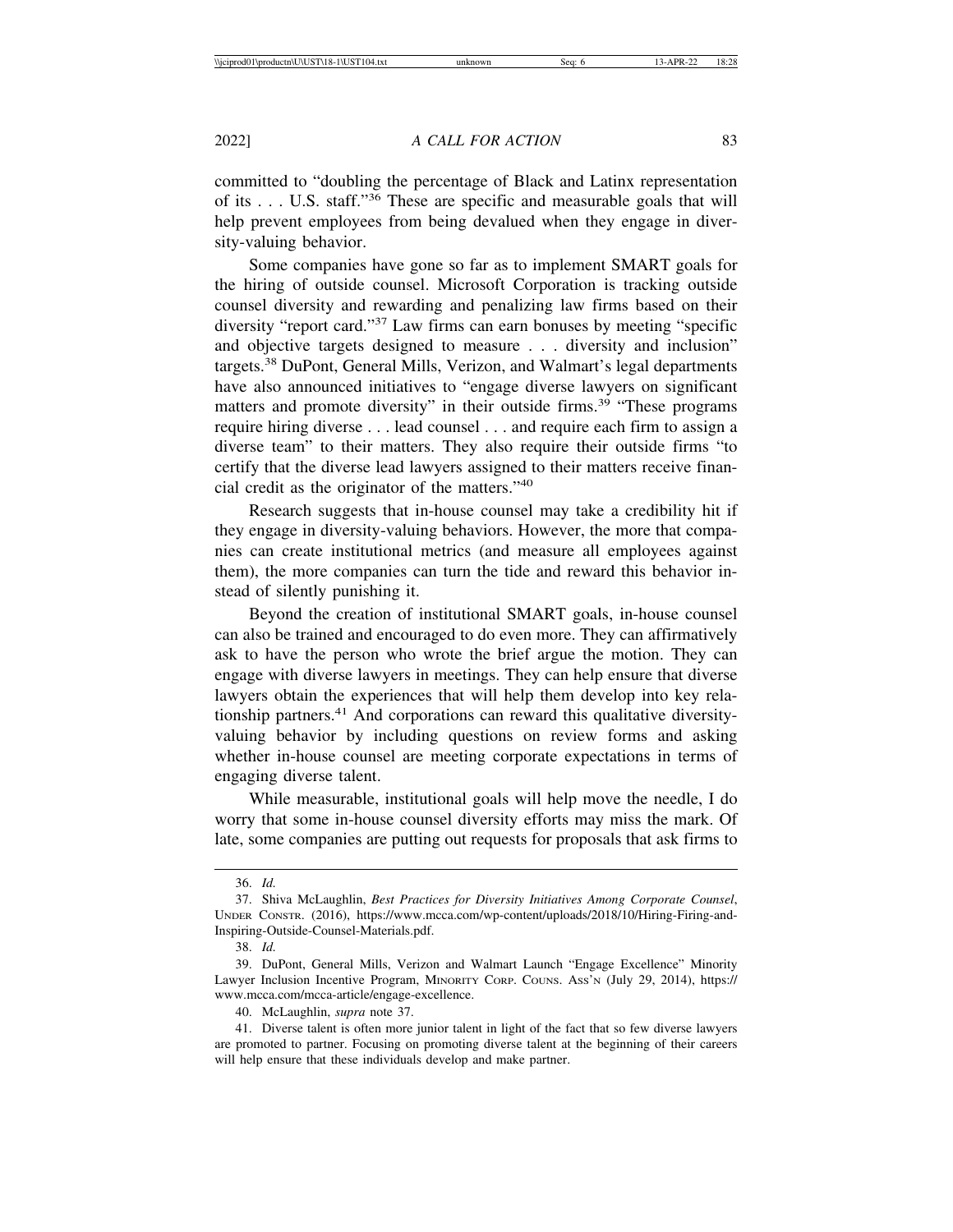committed to "doubling the percentage of Black and Latinx representation of its . . . U.S. staff."[36] These are specific and measurable goals that will help prevent employees from being devalued when they engage in diversity-valuing behavior.

Some companies have gone so far as to implement SMART goals for the hiring of outside counsel. Microsoft Corporation is tracking outside counsel diversity and rewarding and penalizing law firms based on their diversity "report card."[37] Law firms can earn bonuses by meeting "specific and objective targets designed to measure . . . diversity and inclusion" targets.[38] DuPont, General Mills, Verizon, and Walmart's legal departments have also announced initiatives to "engage diverse lawyers on significant matters and promote diversity" in their outside firms.[39] "These programs require hiring diverse . . . lead counsel . . . and require each firm to assign a diverse team" to their matters. They also require their outside firms "to certify that the diverse lead lawyers assigned to their matters receive financial credit as the originator of the matters."[40]

Research suggests that in-house counsel may take a credibility hit if they engage in diversity-valuing behaviors. However, the more that companies can create institutional metrics (and measure all employees against them), the more companies can turn the tide and reward this behavior instead of silently punishing it.

Beyond the creation of institutional SMART goals, in-house counsel can also be trained and encouraged to do even more. They can affirmatively ask to have the person who wrote the brief argue the motion. They can engage with diverse lawyers in meetings. They can help ensure that diverse lawyers obtain the experiences that will help them develop into key relationship partners.[41] And corporations can reward this qualitative diversity-valuing behavior by including questions on review forms and asking whether in-house counsel are meeting corporate expectations in terms of engaging diverse talent.

While measurable, institutional goals will help move the needle, I do worry that some in-house counsel diversity efforts may miss the mark. Of late, some companies are putting out requests for proposals that ask firms to

---

36. *Id.*

37. Shiva McLaughlin, *Best Practices for Diversity Initiatives Among Corporate Counsel*, UNDER CONSTR. (2016), https://www.mcca.com/wp-content/uploads/2018/10/Hiring-Firing-and-Inspiring-Outside-Counsel-Materials.pdf.

38. *Id.*

39. DuPont, General Mills, Verizon and Walmart Launch "Engage Excellence" Minority Lawyer Inclusion Incentive Program, MINORITY CORP. COUNS. ASS'N (July 29, 2014), https://www.mcca.com/mcca-article/engage-excellence.

40. McLaughlin, *supra* note 37.

41. Diverse talent is often more junior talent in light of the fact that so few diverse lawyers are promoted to partner. Focusing on promoting diverse talent at the beginning of their careers will help ensure that these individuals develop and make partner.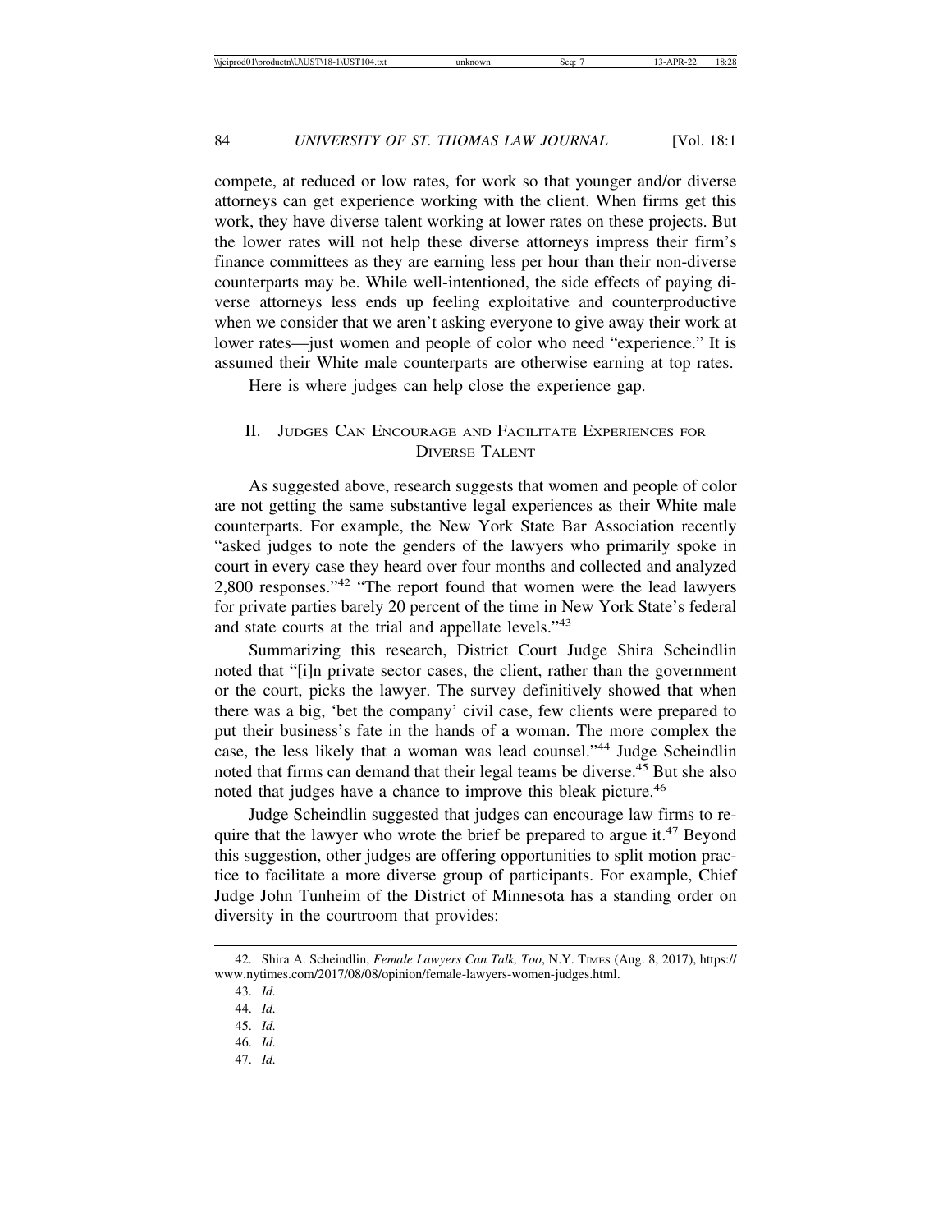compete, at reduced or low rates, for work so that younger and/or diverse attorneys can get experience working with the client. When firms get this work, they have diverse talent working at lower rates on these projects. But the lower rates will not help these diverse attorneys impress their firm's finance committees as they are earning less per hour than their non-diverse counterparts may be. While well-intentioned, the side effects of paying diverse attorneys less ends up feeling exploitative and counterproductive when we consider that we aren't asking everyone to give away their work at lower rates—just women and people of color who need "experience." It is assumed their White male counterparts are otherwise earning at top rates.

Here is where judges can help close the experience gap.

## II. Judges Can Encourage and Facilitate Experiences for Diverse Talent

As suggested above, research suggests that women and people of color are not getting the same substantive legal experiences as their White male counterparts. For example, the New York State Bar Association recently "asked judges to note the genders of the lawyers who primarily spoke in court in every case they heard over four months and collected and analyzed 2,800 responses."[42] "The report found that women were the lead lawyers for private parties barely 20 percent of the time in New York State's federal and state courts at the trial and appellate levels."[43]

Summarizing this research, District Court Judge Shira Scheindlin noted that "[i]n private sector cases, the client, rather than the government or the court, picks the lawyer. The survey definitively showed that when there was a big, 'bet the company' civil case, few clients were prepared to put their business's fate in the hands of a woman. The more complex the case, the less likely that a woman was lead counsel."[44] Judge Scheindlin noted that firms can demand that their legal teams be diverse.[45] But she also noted that judges have a chance to improve this bleak picture.[46]

Judge Scheindlin suggested that judges can encourage law firms to require that the lawyer who wrote the brief be prepared to argue it.[47] Beyond this suggestion, other judges are offering opportunities to split motion practice to facilitate a more diverse group of participants. For example, Chief Judge John Tunheim of the District of Minnesota has a standing order on diversity in the courtroom that provides:

---

42. Shira A. Scheindlin, *Female Lawyers Can Talk, Too*, N.Y. Times (Aug. 8, 2017), https://www.nytimes.com/2017/08/08/opinion/female-lawyers-women-judges.html.

43. *Id.*

44. *Id.*

45. *Id.*

46. *Id.*

47. *Id.*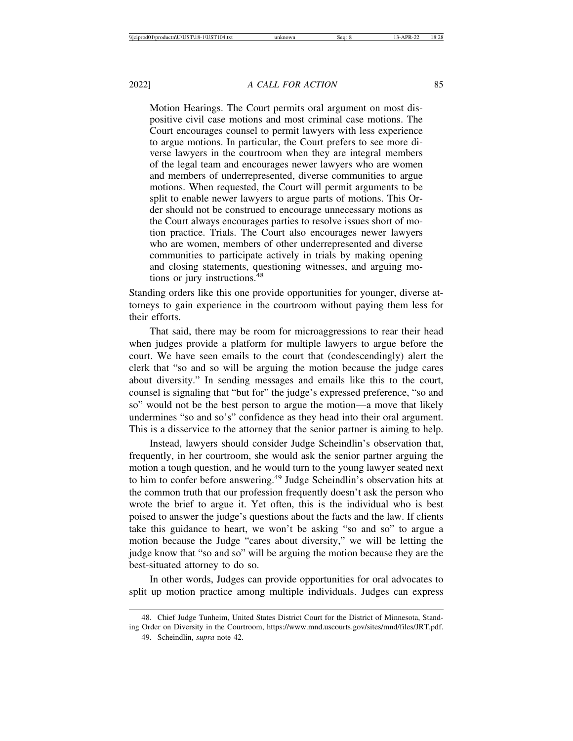> Motion Hearings. The Court permits oral argument on most dispositive civil case motions and most criminal case motions. The Court encourages counsel to permit lawyers with less experience to argue motions. In particular, the Court prefers to see more diverse lawyers in the courtroom when they are integral members of the legal team and encourages newer lawyers who are women and members of underrepresented, diverse communities to argue motions. When requested, the Court will permit arguments to be split to enable newer lawyers to argue parts of motions. This Order should not be construed to encourage unnecessary motions as the Court always encourages parties to resolve issues short of motion practice. Trials. The Court also encourages newer lawyers who are women, members of other underrepresented and diverse communities to participate actively in trials by making opening and closing statements, questioning witnesses, and arguing motions or jury instructions.[48]

Standing orders like this one provide opportunities for younger, diverse attorneys to gain experience in the courtroom without paying them less for their efforts.

That said, there may be room for microaggressions to rear their head when judges provide a platform for multiple lawyers to argue before the court. We have seen emails to the court that (condescendingly) alert the clerk that "so and so will be arguing the motion because the judge cares about diversity." In sending messages and emails like this to the court, counsel is signaling that "but for" the judge's expressed preference, "so and so" would not be the best person to argue the motion—a move that likely undermines "so and so's" confidence as they head into their oral argument. This is a disservice to the attorney that the senior partner is aiming to help.

Instead, lawyers should consider Judge Scheindlin's observation that, frequently, in her courtroom, she would ask the senior partner arguing the motion a tough question, and he would turn to the young lawyer seated next to him to confer before answering.[49] Judge Scheindlin's observation hits at the common truth that our profession frequently doesn't ask the person who wrote the brief to argue it. Yet often, this is the individual who is best poised to answer the judge's questions about the facts and the law. If clients take this guidance to heart, we won't be asking "so and so" to argue a motion because the Judge "cares about diversity," we will be letting the judge know that "so and so" will be arguing the motion because they are the best-situated attorney to do so.

In other words, Judges can provide opportunities for oral advocates to split up motion practice among multiple individuals. Judges can express

---

48. Chief Judge Tunheim, United States District Court for the District of Minnesota, Standing Order on Diversity in the Courtroom, https://www.mnd.uscourts.gov/sites/mnd/files/JRT.pdf.

49. Scheindlin, *supra* note 42.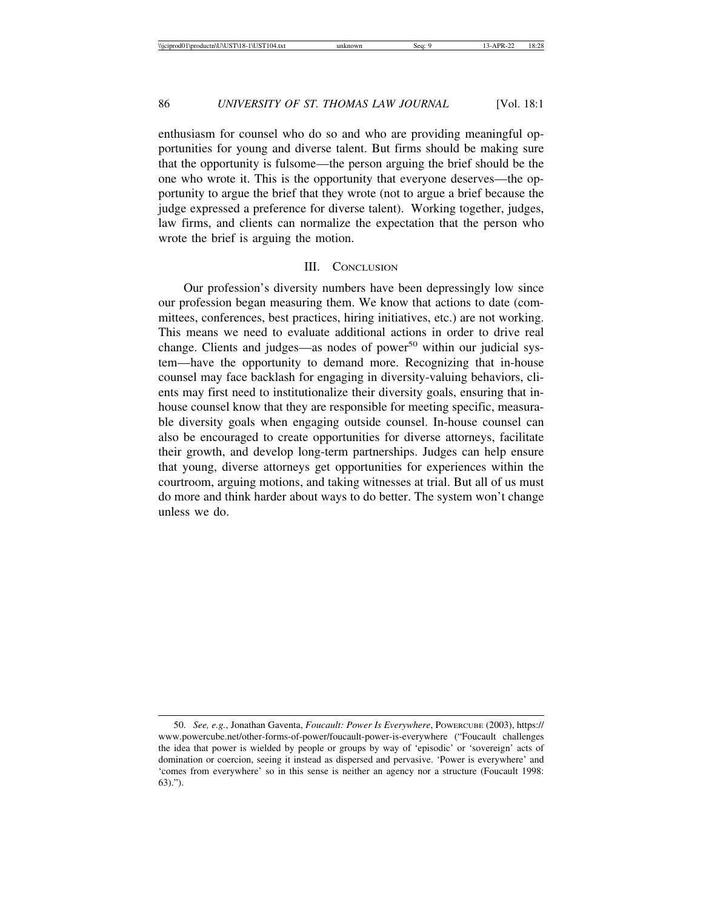enthusiasm for counsel who do so and who are providing meaningful opportunities for young and diverse talent. But firms should be making sure that the opportunity is fulsome—the person arguing the brief should be the one who wrote it. This is the opportunity that everyone deserves—the opportunity to argue the brief that they wrote (not to argue a brief because the judge expressed a preference for diverse talent). Working together, judges, law firms, and clients can normalize the expectation that the person who wrote the brief is arguing the motion.

## III. Conclusion

Our profession's diversity numbers have been depressingly low since our profession began measuring them. We know that actions to date (committees, conferences, best practices, hiring initiatives, etc.) are not working. This means we need to evaluate additional actions in order to drive real change. Clients and judges—as nodes of power[50] within our judicial system—have the opportunity to demand more. Recognizing that in-house counsel may face backlash for engaging in diversity-valuing behaviors, clients may first need to institutionalize their diversity goals, ensuring that in-house counsel know that they are responsible for meeting specific, measurable diversity goals when engaging outside counsel. In-house counsel can also be encouraged to create opportunities for diverse attorneys, facilitate their growth, and develop long-term partnerships. Judges can help ensure that young, diverse attorneys get opportunities for experiences within the courtroom, arguing motions, and taking witnesses at trial. But all of us must do more and think harder about ways to do better. The system won't change unless we do.

---

50. *See, e.g.*, Jonathan Gaventa, *Foucault: Power Is Everywhere*, Powercube (2003), https://www.powercube.net/other-forms-of-power/foucault-power-is-everywhere ("Foucault challenges the idea that power is wielded by people or groups by way of 'episodic' or 'sovereign' acts of domination or coercion, seeing it instead as dispersed and pervasive. 'Power is everywhere' and 'comes from everywhere' so in this sense is neither an agency nor a structure (Foucault 1998: 63).").